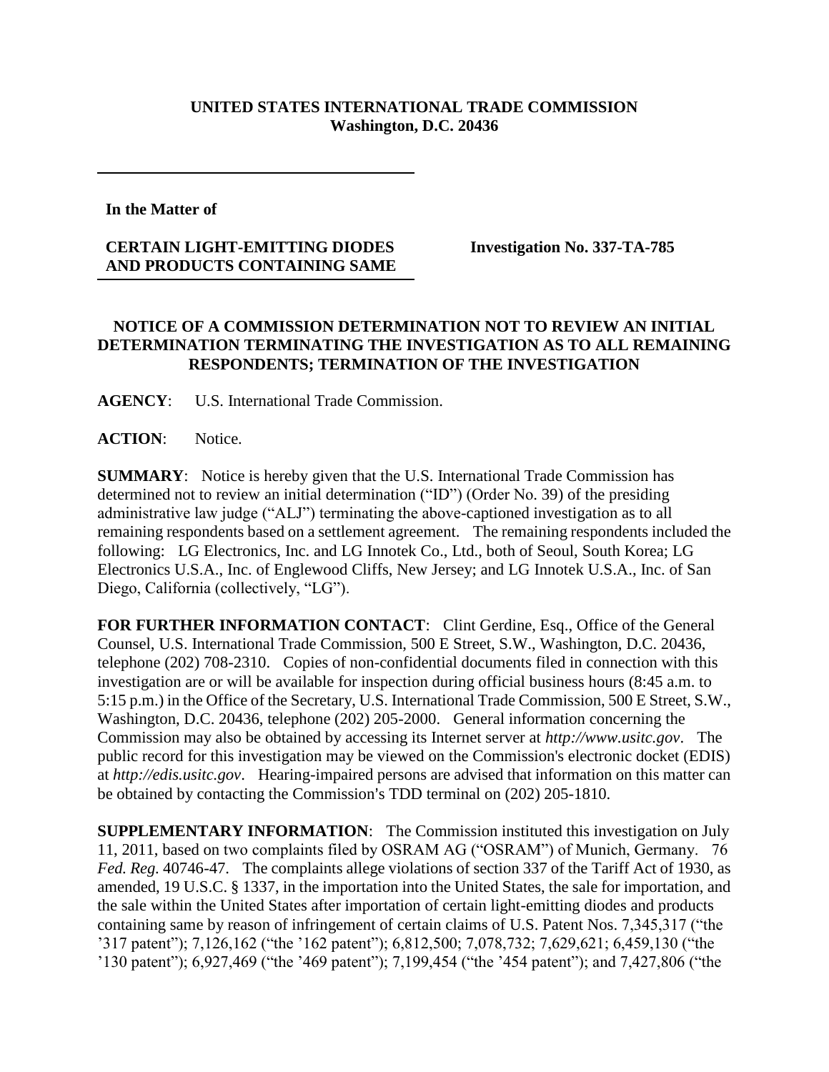**UNITED STATES INTERNATIONAL TRADE COMMISSION**
**Washington, D.C. 20436**

**In the Matter of**

**CERTAIN LIGHT-EMITTING DIODES AND PRODUCTS CONTAINING SAME**

**Investigation No. 337-TA-785**

## NOTICE OF A COMMISSION DETERMINATION NOT TO REVIEW AN INITIAL DETERMINATION TERMINATING THE INVESTIGATION AS TO ALL REMAINING RESPONDENTS; TERMINATION OF THE INVESTIGATION

**AGENCY**: U.S. International Trade Commission.

**ACTION**: Notice.

**SUMMARY**: Notice is hereby given that the U.S. International Trade Commission has determined not to review an initial determination ("ID") (Order No. 39) of the presiding administrative law judge ("ALJ") terminating the above-captioned investigation as to all remaining respondents based on a settlement agreement. The remaining respondents included the following: LG Electronics, Inc. and LG Innotek Co., Ltd., both of Seoul, South Korea; LG Electronics U.S.A., Inc. of Englewood Cliffs, New Jersey; and LG Innotek U.S.A., Inc. of San Diego, California (collectively, "LG").

**FOR FURTHER INFORMATION CONTACT**: Clint Gerdine, Esq., Office of the General Counsel, U.S. International Trade Commission, 500 E Street, S.W., Washington, D.C. 20436, telephone (202) 708-2310. Copies of non-confidential documents filed in connection with this investigation are or will be available for inspection during official business hours (8:45 a.m. to 5:15 p.m.) in the Office of the Secretary, U.S. International Trade Commission, 500 E Street, S.W., Washington, D.C. 20436, telephone (202) 205-2000. General information concerning the Commission may also be obtained by accessing its Internet server at *http://www.usitc.gov*. The public record for this investigation may be viewed on the Commission's electronic docket (EDIS) at *http://edis.usitc.gov*. Hearing-impaired persons are advised that information on this matter can be obtained by contacting the Commission's TDD terminal on (202) 205-1810.

**SUPPLEMENTARY INFORMATION**: The Commission instituted this investigation on July 11, 2011, based on two complaints filed by OSRAM AG ("OSRAM") of Munich, Germany. 76 *Fed. Reg.* 40746-47. The complaints allege violations of section 337 of the Tariff Act of 1930, as amended, 19 U.S.C. § 1337, in the importation into the United States, the sale for importation, and the sale within the United States after importation of certain light-emitting diodes and products containing same by reason of infringement of certain claims of U.S. Patent Nos. 7,345,317 ("the '317 patent"); 7,126,162 ("the '162 patent"); 6,812,500; 7,078,732; 7,629,621; 6,459,130 ("the '130 patent"); 6,927,469 ("the '469 patent"); 7,199,454 ("the '454 patent"); and 7,427,806 ("the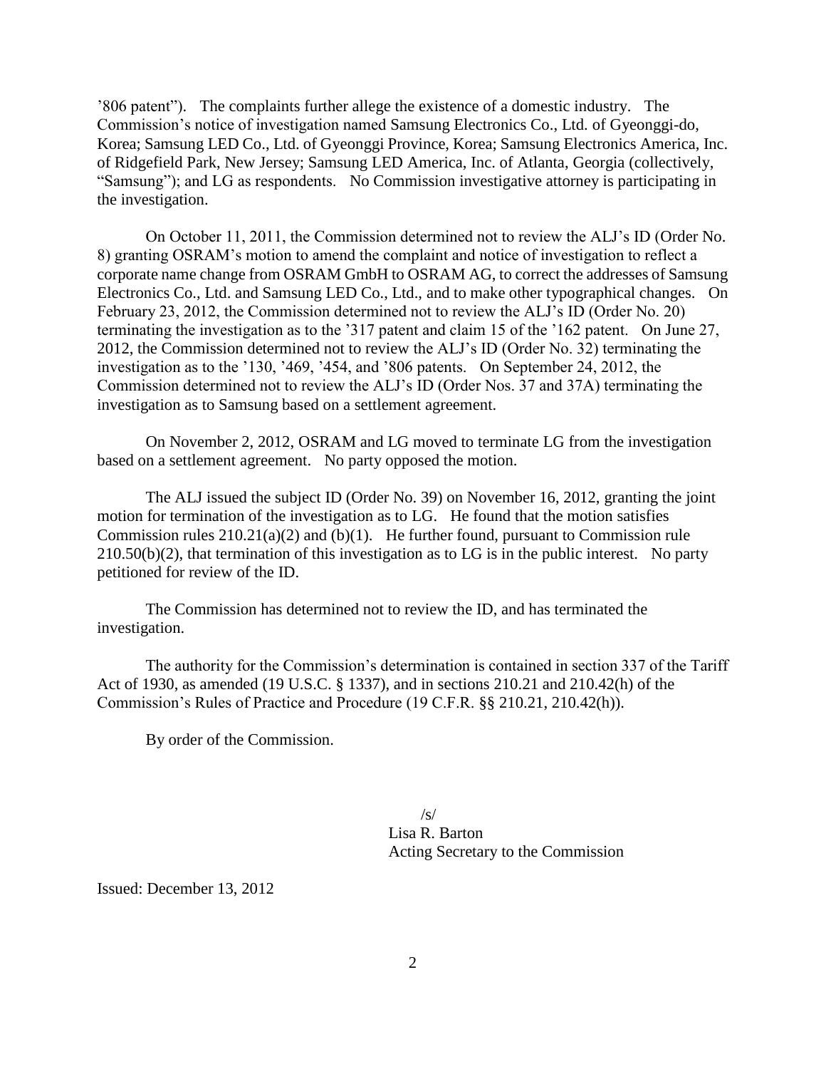’806 patent”). The complaints further allege the existence of a domestic industry. The Commission’s notice of investigation named Samsung Electronics Co., Ltd. of Gyeonggi-do, Korea; Samsung LED Co., Ltd. of Gyeonggi Province, Korea; Samsung Electronics America, Inc. of Ridgefield Park, New Jersey; Samsung LED America, Inc. of Atlanta, Georgia (collectively, “Samsung”); and LG as respondents. No Commission investigative attorney is participating in the investigation.

On October 11, 2011, the Commission determined not to review the ALJ’s ID (Order No. 8) granting OSRAM’s motion to amend the complaint and notice of investigation to reflect a corporate name change from OSRAM GmbH to OSRAM AG, to correct the addresses of Samsung Electronics Co., Ltd. and Samsung LED Co., Ltd., and to make other typographical changes. On February 23, 2012, the Commission determined not to review the ALJ’s ID (Order No. 20) terminating the investigation as to the ’317 patent and claim 15 of the ’162 patent. On June 27, 2012, the Commission determined not to review the ALJ’s ID (Order No. 32) terminating the investigation as to the ’130, ’469, ’454, and ’806 patents. On September 24, 2012, the Commission determined not to review the ALJ’s ID (Order Nos. 37 and 37A) terminating the investigation as to Samsung based on a settlement agreement.

On November 2, 2012, OSRAM and LG moved to terminate LG from the investigation based on a settlement agreement. No party opposed the motion.

The ALJ issued the subject ID (Order No. 39) on November 16, 2012, granting the joint motion for termination of the investigation as to LG. He found that the motion satisfies Commission rules 210.21(a)(2) and (b)(1). He further found, pursuant to Commission rule 210.50(b)(2), that termination of this investigation as to LG is in the public interest. No party petitioned for review of the ID.

The Commission has determined not to review the ID, and has terminated the investigation.

The authority for the Commission’s determination is contained in section 337 of the Tariff Act of 1930, as amended (19 U.S.C. § 1337), and in sections 210.21 and 210.42(h) of the Commission’s Rules of Practice and Procedure (19 C.F.R. §§ 210.21, 210.42(h)).

By order of the Commission.

/s/
Lisa R. Barton
Acting Secretary to the Commission

Issued: December 13, 2012